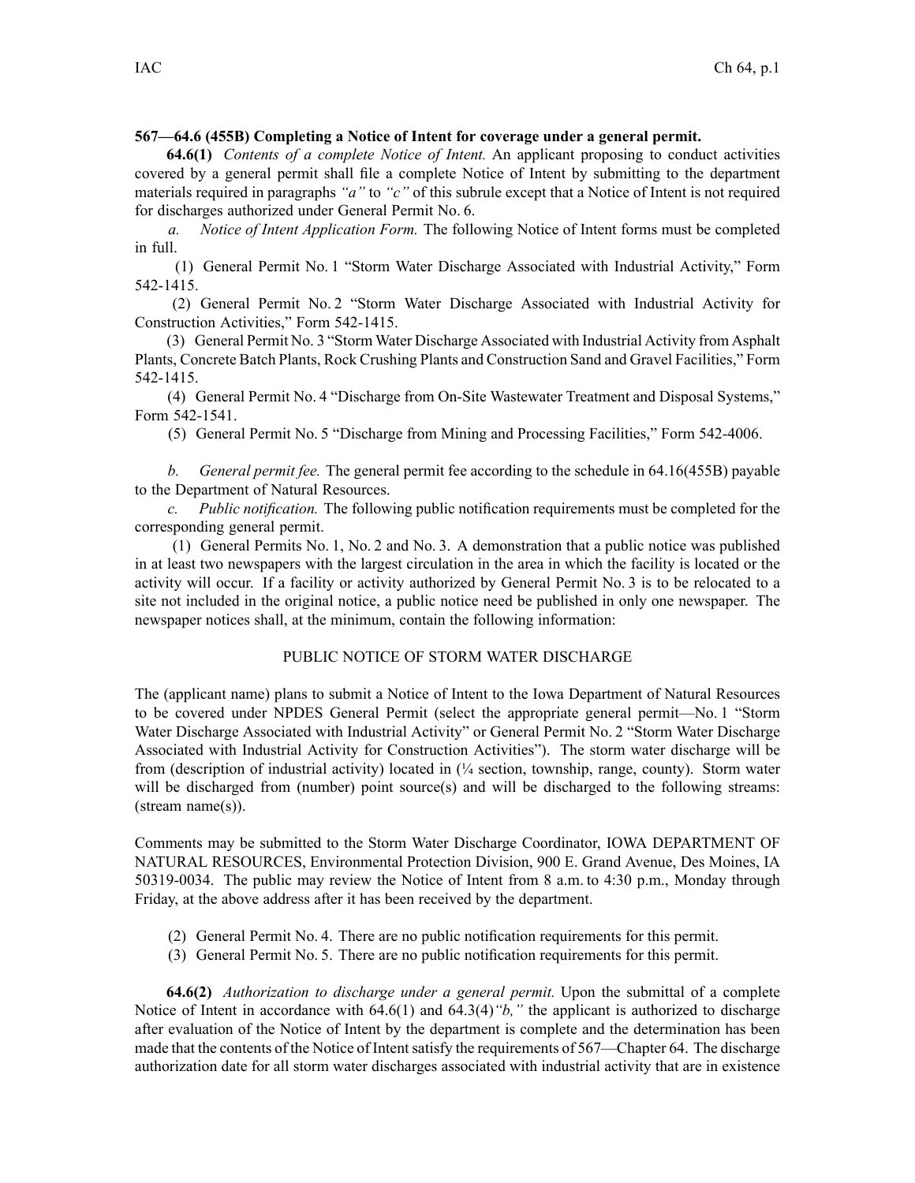**567—64.6 (455B) Completing a Notice of Intent for coverage under a general permit.**

**64.6(1)** *Contents of a complete Notice of Intent.* An applicant proposing to conduct activities covered by a general permit shall file a complete Notice of Intent by submitting to the department materials required in paragraphs *"a"* to *"c"* of this subrule except that a Notice of Intent is not required for discharges authorized under General Permit No. 6.

*a. Notice of Intent Application Form.* The following Notice of Intent forms must be completed in full.

(1) General Permit No. 1 "Storm Water Discharge Associated with Industrial Activity," Form 542-1415.

(2) General Permit No. 2 "Storm Water Discharge Associated with Industrial Activity for Construction Activities," Form 542-1415.

(3) General Permit No. 3 "Storm Water Discharge Associated with Industrial Activity from Asphalt Plants, Concrete Batch Plants, Rock Crushing Plants and Construction Sand and Gravel Facilities," Form 542-1415.

(4) General Permit No. 4 "Discharge from On-Site Wastewater Treatment and Disposal Systems," Form 542-1541.

(5) General Permit No. 5 "Discharge from Mining and Processing Facilities," Form 542-4006.

*b. General permit fee.* The general permit fee according to the schedule in 64.16(455B) payable to the Department of Natural Resources.

*c. Public notification.* The following public notification requirements must be completed for the corresponding general permit.

(1) General Permits No. 1, No. 2 and No. 3. A demonstration that a public notice was published in at least two newspapers with the largest circulation in the area in which the facility is located or the activity will occur. If a facility or activity authorized by General Permit No. 3 is to be relocated to a site not included in the original notice, a public notice need be published in only one newspaper. The newspaper notices shall, at the minimum, contain the following information:

PUBLIC NOTICE OF STORM WATER DISCHARGE

The (applicant name) plans to submit a Notice of Intent to the Iowa Department of Natural Resources to be covered under NPDES General Permit (select the appropriate general permit—No. 1 "Storm Water Discharge Associated with Industrial Activity" or General Permit No. 2 "Storm Water Discharge Associated with Industrial Activity for Construction Activities"). The storm water discharge will be from (description of industrial activity) located in (¼ section, township, range, county). Storm water will be discharged from (number) point source(s) and will be discharged to the following streams: (stream name(s)).

Comments may be submitted to the Storm Water Discharge Coordinator, IOWA DEPARTMENT OF NATURAL RESOURCES, Environmental Protection Division, 900 E. Grand Avenue, Des Moines, IA 50319-0034. The public may review the Notice of Intent from 8 a.m. to 4:30 p.m., Monday through Friday, at the above address after it has been received by the department.

(2) General Permit No. 4. There are no public notification requirements for this permit.

(3) General Permit No. 5. There are no public notification requirements for this permit.

**64.6(2)** *Authorization to discharge under a general permit.* Upon the submittal of a complete Notice of Intent in accordance with 64.6(1) and 64.3(4)*"b,"* the applicant is authorized to discharge after evaluation of the Notice of Intent by the department is complete and the determination has been made that the contents of the Notice of Intent satisfy the requirements of 567—Chapter 64. The discharge authorization date for all storm water discharges associated with industrial activity that are in existence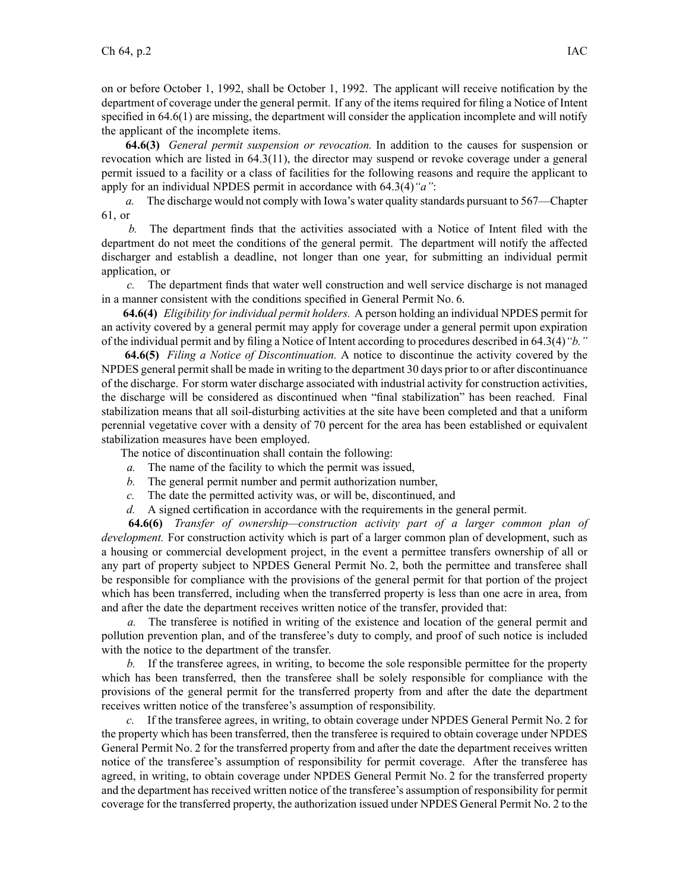on or before October 1, 1992, shall be October 1, 1992. The applicant will receive notification by the department of coverage under the general permit. If any of the items required for filing a Notice of Intent specified in 64.6(1) are missing, the department will consider the application incomplete and will notify the applicant of the incomplete items.

**64.6(3)** *General permit suspension or revocation.* In addition to the causes for suspension or revocation which are listed in 64.3(11), the director may suspend or revoke coverage under a general permit issued to a facility or a class of facilities for the following reasons and require the applicant to apply for an individual NPDES permit in accordance with 64.3(4)*"a"*:

*a.* The discharge would not comply with Iowa's water quality standards pursuant to 567—Chapter 61, or

*b.* The department finds that the activities associated with a Notice of Intent filed with the department do not meet the conditions of the general permit. The department will notify the affected discharger and establish a deadline, not longer than one year, for submitting an individual permit application, or

*c.* The department finds that water well construction and well service discharge is not managed in a manner consistent with the conditions specified in General Permit No. 6.

**64.6(4)** *Eligibility for individual permit holders.* A person holding an individual NPDES permit for an activity covered by a general permit may apply for coverage under a general permit upon expiration of the individual permit and by filing a Notice of Intent according to procedures described in 64.3(4)*"b."*

**64.6(5)** *Filing a Notice of Discontinuation.* A notice to discontinue the activity covered by the NPDES general permit shall be made in writing to the department 30 days prior to or after discontinuance of the discharge. For storm water discharge associated with industrial activity for construction activities, the discharge will be considered as discontinued when "final stabilization" has been reached. Final stabilization means that all soil-disturbing activities at the site have been completed and that a uniform perennial vegetative cover with a density of 70 percent for the area has been established or equivalent stabilization measures have been employed.

The notice of discontinuation shall contain the following:

*a.* The name of the facility to which the permit was issued,

*b.* The general permit number and permit authorization number,

*c.* The date the permitted activity was, or will be, discontinued, and

*d.* A signed certification in accordance with the requirements in the general permit.

**64.6(6)** *Transfer of ownership—construction activity part of a larger common plan of development.* For construction activity which is part of a larger common plan of development, such as a housing or commercial development project, in the event a permittee transfers ownership of all or any part of property subject to NPDES General Permit No. 2, both the permittee and transferee shall be responsible for compliance with the provisions of the general permit for that portion of the project which has been transferred, including when the transferred property is less than one acre in area, from and after the date the department receives written notice of the transfer, provided that:

*a.* The transferee is notified in writing of the existence and location of the general permit and pollution prevention plan, and of the transferee's duty to comply, and proof of such notice is included with the notice to the department of the transfer.

*b.* If the transferee agrees, in writing, to become the sole responsible permittee for the property which has been transferred, then the transferee shall be solely responsible for compliance with the provisions of the general permit for the transferred property from and after the date the department receives written notice of the transferee's assumption of responsibility.

*c.* If the transferee agrees, in writing, to obtain coverage under NPDES General Permit No. 2 for the property which has been transferred, then the transferee is required to obtain coverage under NPDES General Permit No. 2 for the transferred property from and after the date the department receives written notice of the transferee's assumption of responsibility for permit coverage. After the transferee has agreed, in writing, to obtain coverage under NPDES General Permit No. 2 for the transferred property and the department has received written notice of the transferee's assumption of responsibility for permit coverage for the transferred property, the authorization issued under NPDES General Permit No. 2 to the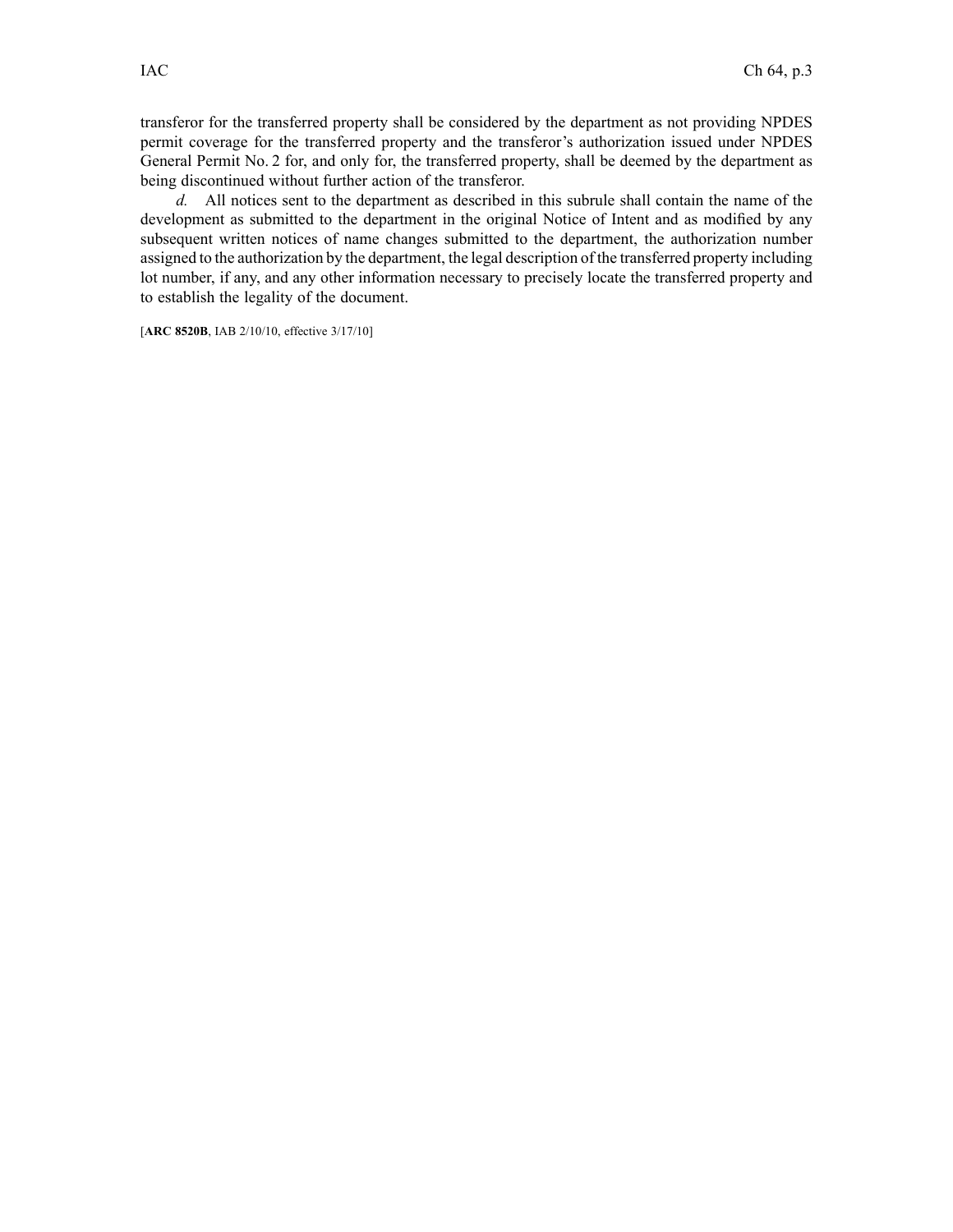transferor for the transferred property shall be considered by the department as not providing NPDES permit coverage for the transferred property and the transferor's authorization issued under NPDES General Permit No. 2 for, and only for, the transferred property, shall be deemed by the department as being discontinued without further action of the transferor.

*d.* All notices sent to the department as described in this subrule shall contain the name of the development as submitted to the department in the original Notice of Intent and as modified by any subsequent written notices of name changes submitted to the department, the authorization number assigned to the authorization by the department, the legal description of the transferred property including lot number, if any, and any other information necessary to precisely locate the transferred property and to establish the legality of the document.

[**ARC 8520B**, IAB 2/10/10, effective 3/17/10]